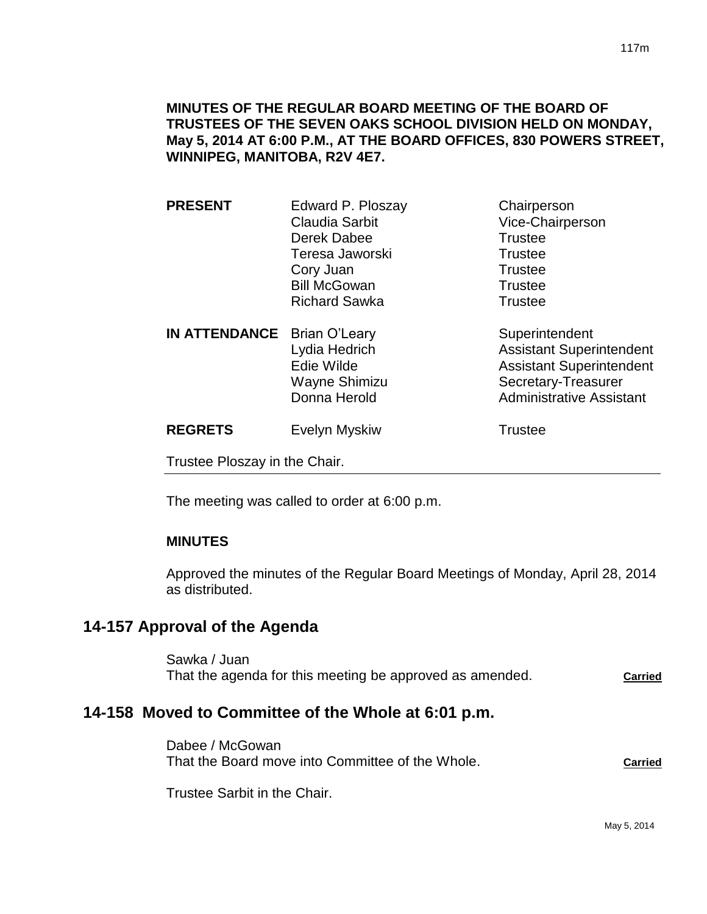**MINUTES OF THE REGULAR BOARD MEETING OF THE BOARD OF TRUSTEES OF THE SEVEN OAKS SCHOOL DIVISION HELD ON MONDAY, May 5, 2014 AT 6:00 P.M., AT THE BOARD OFFICES, 830 POWERS STREET, WINNIPEG, MANITOBA, R2V 4E7.**

| | | |
|---|---|---|
| **PRESENT** | Edward P. Ploszay | Chairperson |
| | Claudia Sarbit | Vice-Chairperson |
| | Derek Dabee | Trustee |
| | Teresa Jaworski | Trustee |
| | Cory Juan | Trustee |
| | Bill McGowan | Trustee |
| | Richard Sawka | Trustee |
| **IN ATTENDANCE** | Brian O'Leary | Superintendent |
| | Lydia Hedrich | Assistant Superintendent |
| | Edie Wilde | Assistant Superintendent |
| | Wayne Shimizu | Secretary-Treasurer |
| | Donna Herold | Administrative Assistant |
| **REGRETS** | Evelyn Myskiw | Trustee |

Trustee Ploszay in the Chair.

The meeting was called to order at 6:00 p.m.

**MINUTES**

Approved the minutes of the Regular Board Meetings of Monday, April 28, 2014 as distributed.

## 14-157 Approval of the Agenda

Sawka / Juan
That the agenda for this meeting be approved as amended. **Carried**

## 14-158 Moved to Committee of the Whole at 6:01 p.m.

Dabee / McGowan
That the Board move into Committee of the Whole. **Carried**

Trustee Sarbit in the Chair.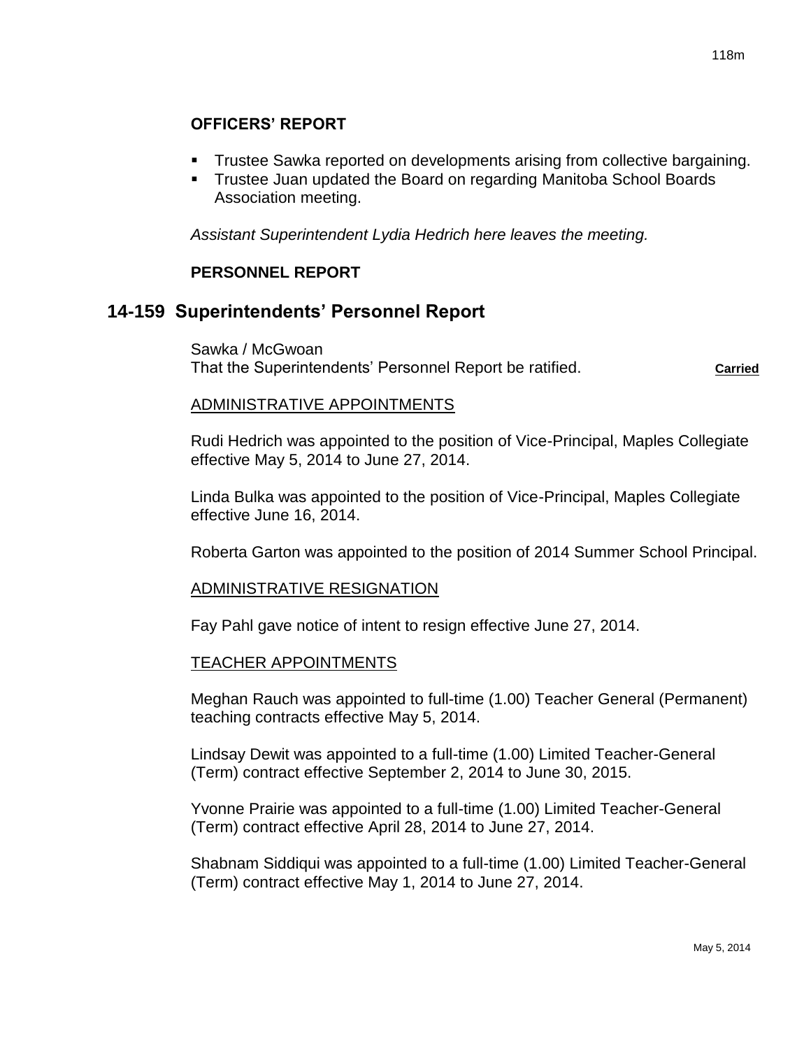**OFFICERS' REPORT**

- Trustee Sawka reported on developments arising from collective bargaining.
- Trustee Juan updated the Board on regarding Manitoba School Boards Association meeting.

*Assistant Superintendent Lydia Hedrich here leaves the meeting.*

**PERSONNEL REPORT**

## 14-159 Superintendents' Personnel Report

Sawka / McGwoan
That the Superintendents' Personnel Report be ratified. **Carried**

ADMINISTRATIVE APPOINTMENTS

Rudi Hedrich was appointed to the position of Vice-Principal, Maples Collegiate effective May 5, 2014 to June 27, 2014.

Linda Bulka was appointed to the position of Vice-Principal, Maples Collegiate effective June 16, 2014.

Roberta Garton was appointed to the position of 2014 Summer School Principal.

ADMINISTRATIVE RESIGNATION

Fay Pahl gave notice of intent to resign effective June 27, 2014.

TEACHER APPOINTMENTS

Meghan Rauch was appointed to full-time (1.00) Teacher General (Permanent) teaching contracts effective May 5, 2014.

Lindsay Dewit was appointed to a full-time (1.00) Limited Teacher-General (Term) contract effective September 2, 2014 to June 30, 2015.

Yvonne Prairie was appointed to a full-time (1.00) Limited Teacher-General (Term) contract effective April 28, 2014 to June 27, 2014.

Shabnam Siddiqui was appointed to a full-time (1.00) Limited Teacher-General (Term) contract effective May 1, 2014 to June 27, 2014.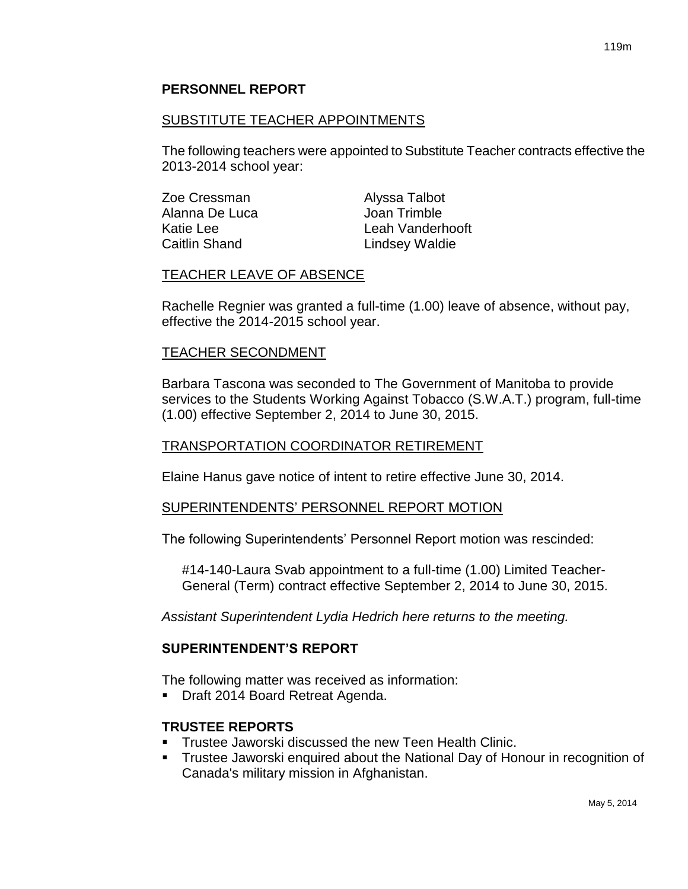## PERSONNEL REPORT

### SUBSTITUTE TEACHER APPOINTMENTS

The following teachers were appointed to Substitute Teacher contracts effective the 2013-2014 school year:

Zoe Cressman
Alanna De Luca
Katie Lee
Caitlin Shand
Alyssa Talbot
Joan Trimble
Leah Vanderhooft
Lindsey Waldie

### TEACHER LEAVE OF ABSENCE

Rachelle Regnier was granted a full-time (1.00) leave of absence, without pay, effective the 2014-2015 school year.

### TEACHER SECONDMENT

Barbara Tascona was seconded to The Government of Manitoba to provide services to the Students Working Against Tobacco (S.W.A.T.) program, full-time (1.00) effective September 2, 2014 to June 30, 2015.

### TRANSPORTATION COORDINATOR RETIREMENT

Elaine Hanus gave notice of intent to retire effective June 30, 2014.

### SUPERINTENDENTS' PERSONNEL REPORT MOTION

The following Superintendents' Personnel Report motion was rescinded:

> #14-140-Laura Svab appointment to a full-time (1.00) Limited Teacher-General (Term) contract effective September 2, 2014 to June 30, 2015.

*Assistant Superintendent Lydia Hedrich here returns to the meeting.*

## SUPERINTENDENT'S REPORT

The following matter was received as information:

- Draft 2014 Board Retreat Agenda.

## TRUSTEE REPORTS

- Trustee Jaworski discussed the new Teen Health Clinic.
- Trustee Jaworski enquired about the National Day of Honour in recognition of Canada's military mission in Afghanistan.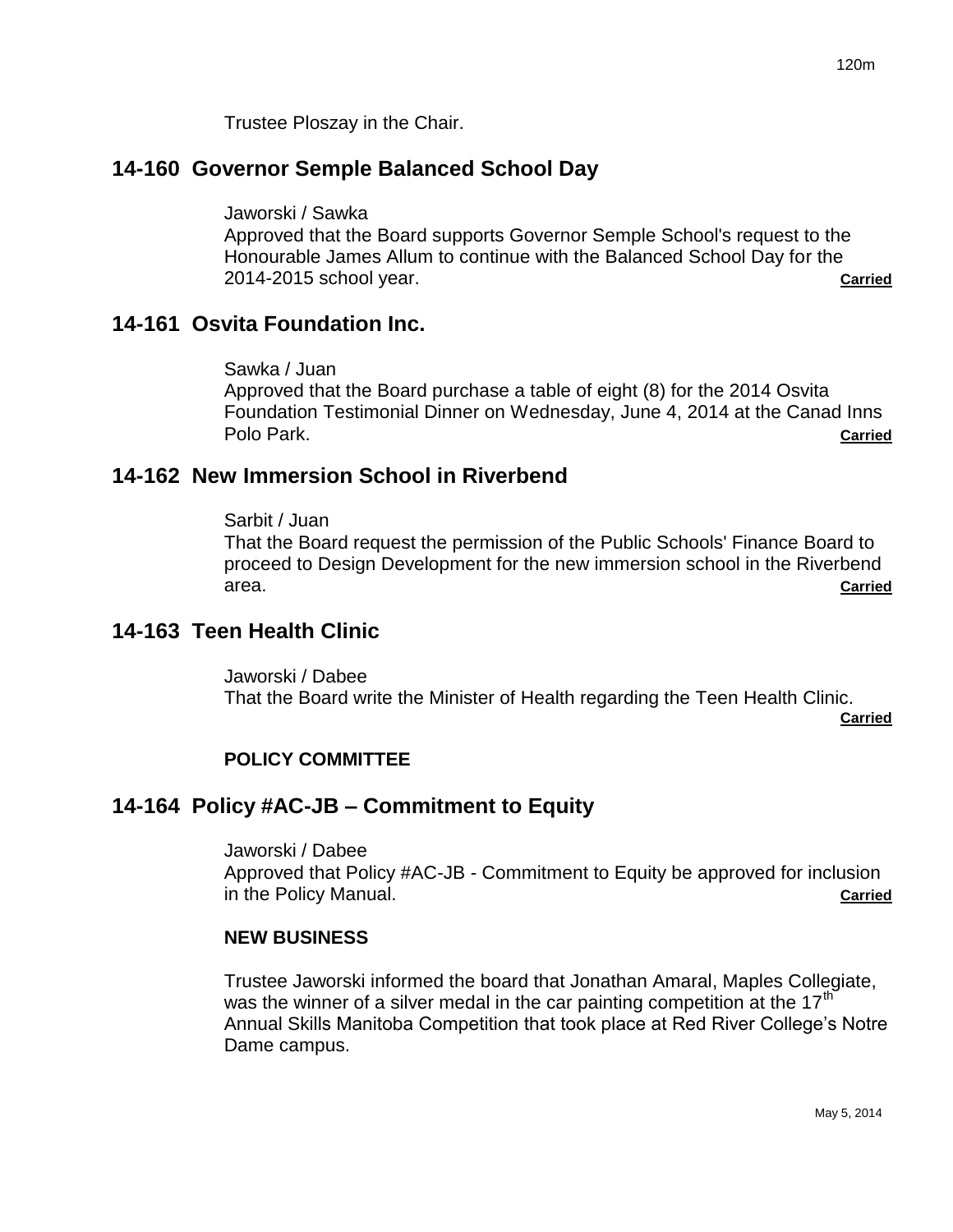Trustee Ploszay in the Chair.

## 14-160 Governor Semple Balanced School Day

Jaworski / Sawka
Approved that the Board supports Governor Semple School's request to the Honourable James Allum to continue with the Balanced School Day for the 2014-2015 school year. **Carried**

## 14-161 Osvita Foundation Inc.

Sawka / Juan
Approved that the Board purchase a table of eight (8) for the 2014 Osvita Foundation Testimonial Dinner on Wednesday, June 4, 2014 at the Canad Inns Polo Park. **Carried**

## 14-162 New Immersion School in Riverbend

Sarbit / Juan
That the Board request the permission of the Public Schools' Finance Board to proceed to Design Development for the new immersion school in the Riverbend area. **Carried**

## 14-163 Teen Health Clinic

Jaworski / Dabee
That the Board write the Minister of Health regarding the Teen Health Clinic. **Carried**

**POLICY COMMITTEE**

## 14-164 Policy #AC-JB – Commitment to Equity

Jaworski / Dabee
Approved that Policy #AC-JB - Commitment to Equity be approved for inclusion in the Policy Manual. **Carried**

**NEW BUSINESS**

Trustee Jaworski informed the board that Jonathan Amaral, Maples Collegiate, was the winner of a silver medal in the car painting competition at the 17th Annual Skills Manitoba Competition that took place at Red River College's Notre Dame campus.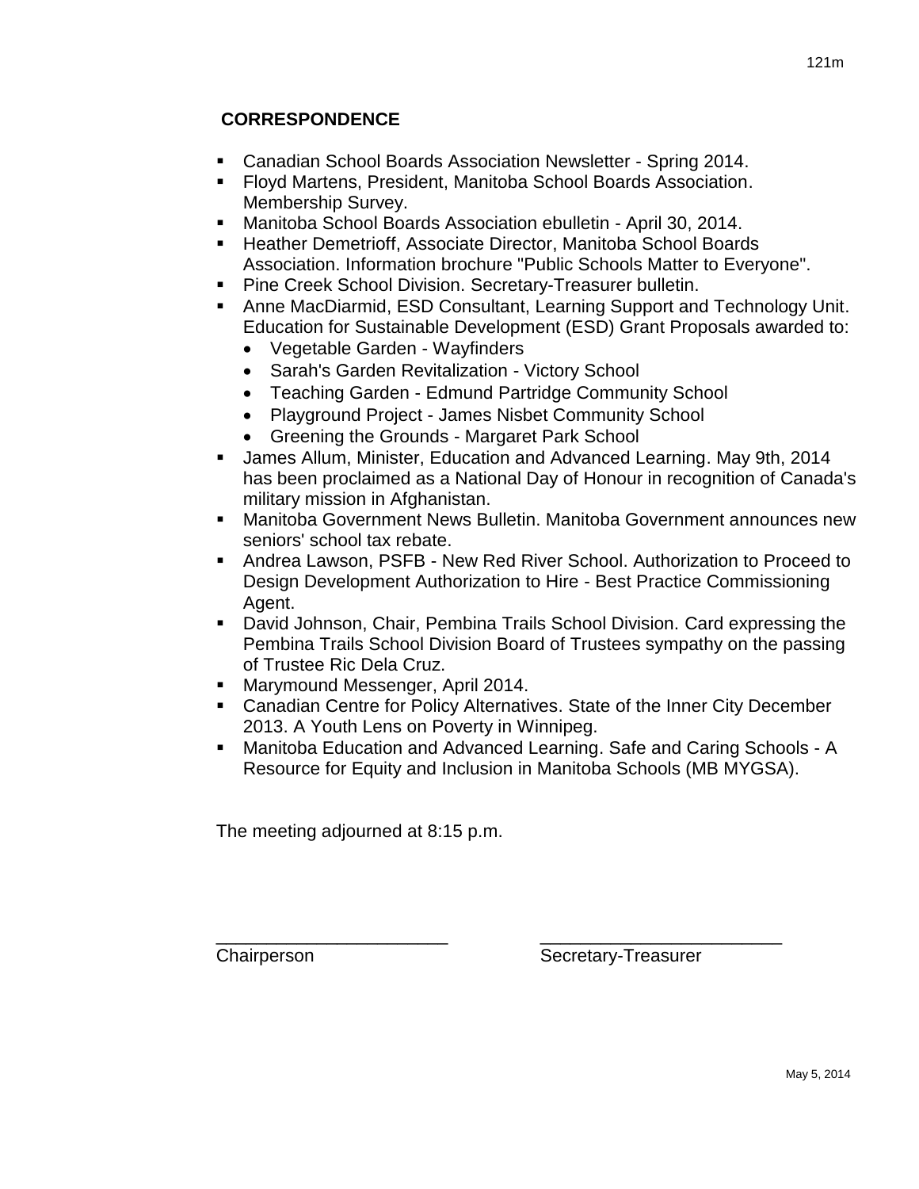## CORRESPONDENCE

- Canadian School Boards Association Newsletter - Spring 2014.
- Floyd Martens, President, Manitoba School Boards Association. Membership Survey.
- Manitoba School Boards Association ebulletin - April 30, 2014.
- Heather Demetrioff, Associate Director, Manitoba School Boards Association. Information brochure "Public Schools Matter to Everyone".
- Pine Creek School Division. Secretary-Treasurer bulletin.
- Anne MacDiarmid, ESD Consultant, Learning Support and Technology Unit. Education for Sustainable Development (ESD) Grant Proposals awarded to:
  - Vegetable Garden - Wayfinders
  - Sarah's Garden Revitalization - Victory School
  - Teaching Garden - Edmund Partridge Community School
  - Playground Project - James Nisbet Community School
  - Greening the Grounds - Margaret Park School
- James Allum, Minister, Education and Advanced Learning. May 9th, 2014 has been proclaimed as a National Day of Honour in recognition of Canada's military mission in Afghanistan.
- Manitoba Government News Bulletin. Manitoba Government announces new seniors' school tax rebate.
- Andrea Lawson, PSFB - New Red River School. Authorization to Proceed to Design Development Authorization to Hire - Best Practice Commissioning Agent.
- David Johnson, Chair, Pembina Trails School Division. Card expressing the Pembina Trails School Division Board of Trustees sympathy on the passing of Trustee Ric Dela Cruz.
- Marymound Messenger, April 2014.
- Canadian Centre for Policy Alternatives. State of the Inner City December 2013. A Youth Lens on Poverty in Winnipeg.
- Manitoba Education and Advanced Learning. Safe and Caring Schools - A Resource for Equity and Inclusion in Manitoba Schools (MB MYGSA).

The meeting adjourned at 8:15 p.m.

\_\_\_\_\_\_\_\_\_\_\_\_\_\_\_\_\_\_\_\_\_\_\_\_ \_\_\_\_\_\_\_\_\_\_\_\_\_\_\_\_\_\_\_\_\_\_\_\_

Chairperson Secretary-Treasurer